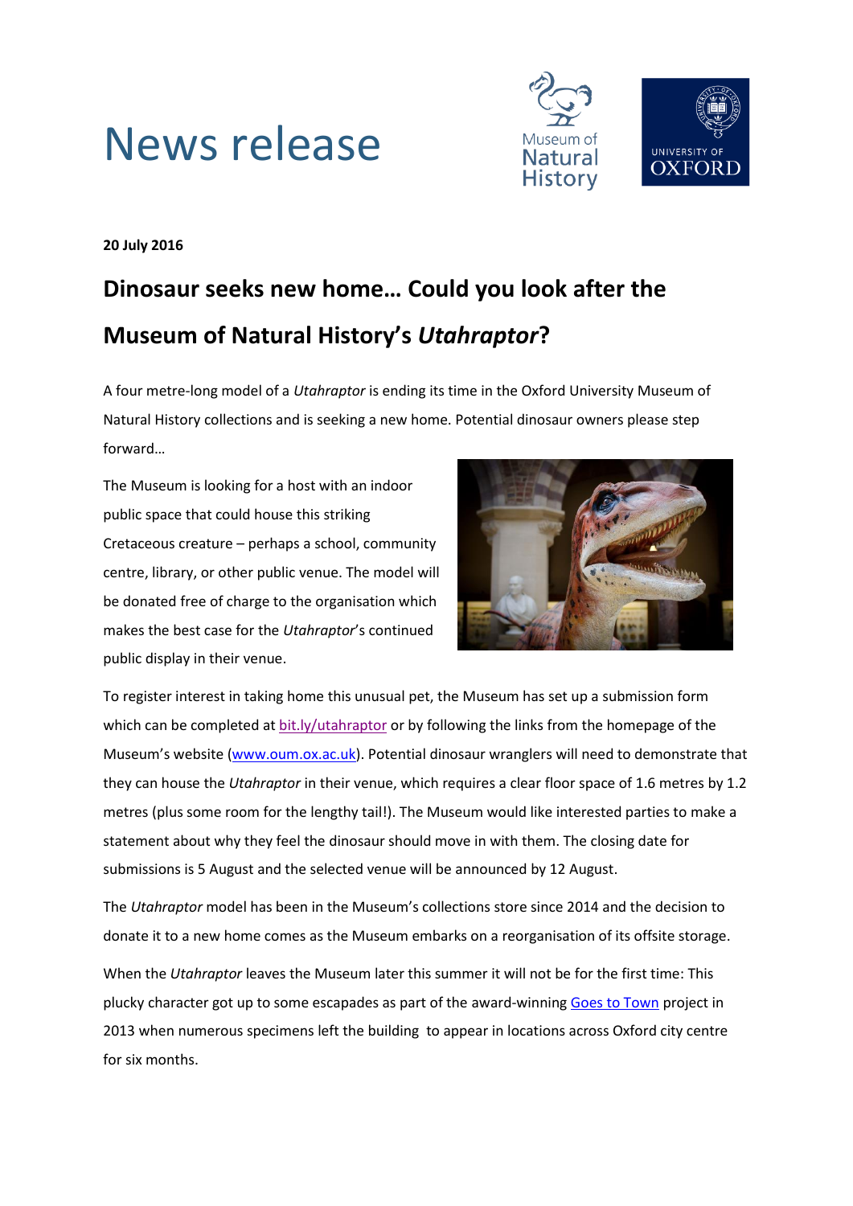# News release

**20 July 2016**

## Dinosaur seeks new home… Could you look after the Museum of Natural History's *Utahraptor*?

A four metre-long model of a *Utahraptor* is ending its time in the Oxford University Museum of Natural History collections and is seeking a new home. Potential dinosaur owners please step forward…

The Museum is looking for a host with an indoor public space that could house this striking Cretaceous creature – perhaps a school, community centre, library, or other public venue. The model will be donated free of charge to the organisation which makes the best case for the *Utahraptor*'s continued public display in their venue.

To register interest in taking home this unusual pet, the Museum has set up a submission form which can be completed at bit.ly/utahraptor or by following the links from the homepage of the Museum's website (www.oum.ox.ac.uk). Potential dinosaur wranglers will need to demonstrate that they can house the *Utahraptor* in their venue, which requires a clear floor space of 1.6 metres by 1.2 metres (plus some room for the lengthy tail!). The Museum would like interested parties to make a statement about why they feel the dinosaur should move in with them. The closing date for submissions is 5 August and the selected venue will be announced by 12 August.

The *Utahraptor* model has been in the Museum's collections store since 2014 and the decision to donate it to a new home comes as the Museum embarks on a reorganisation of its offsite storage.

When the *Utahraptor* leaves the Museum later this summer it will not be for the first time: This plucky character got up to some escapades as part of the award-winning Goes to Town project in 2013 when numerous specimens left the building to appear in locations across Oxford city centre for six months.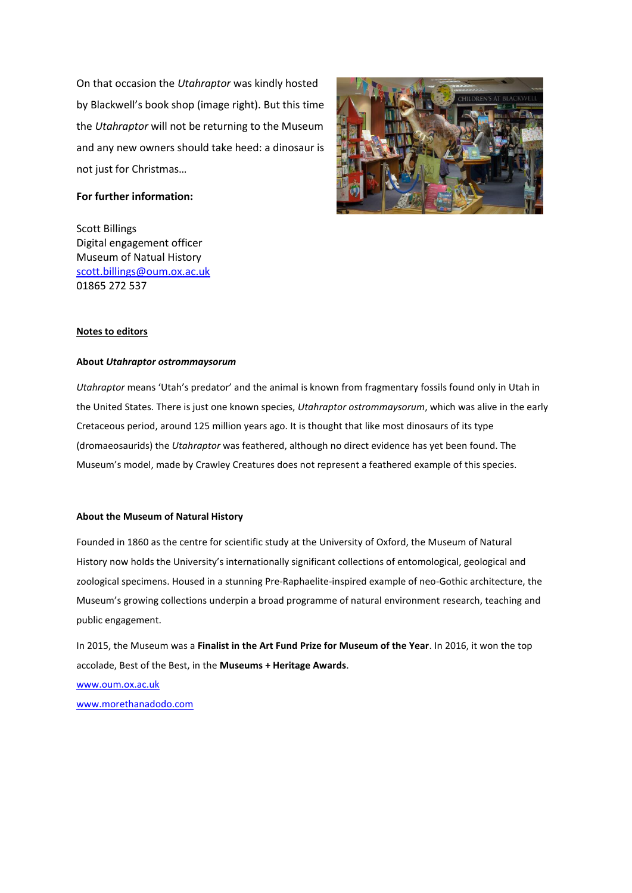On that occasion the *Utahraptor* was kindly hosted by Blackwell's book shop (image right). But this time the *Utahraptor* will not be returning to the Museum and any new owners should take heed: a dinosaur is not just for Christmas…

**For further information:**

Scott Billings
Digital engagement officer
Museum of Natual History
scott.billings@oum.ox.ac.uk
01865 272 537

**Notes to editors**

**About *Utahraptor ostrommaysorum***

*Utahraptor* means 'Utah's predator' and the animal is known from fragmentary fossils found only in Utah in the United States. There is just one known species, *Utahraptor ostrommaysorum*, which was alive in the early Cretaceous period, around 125 million years ago. It is thought that like most dinosaurs of its type (dromaeosaurids) the *Utahraptor* was feathered, although no direct evidence has yet been found. The Museum's model, made by Crawley Creatures does not represent a feathered example of this species.

**About the Museum of Natural History**

Founded in 1860 as the centre for scientific study at the University of Oxford, the Museum of Natural History now holds the University's internationally significant collections of entomological, geological and zoological specimens. Housed in a stunning Pre-Raphaelite-inspired example of neo-Gothic architecture, the Museum's growing collections underpin a broad programme of natural environment research, teaching and public engagement.

In 2015, the Museum was a **Finalist in the Art Fund Prize for Museum of the Year**. In 2016, it won the top accolade, Best of the Best, in the **Museums + Heritage Awards**.

www.oum.ox.ac.uk

www.morethanadodo.com